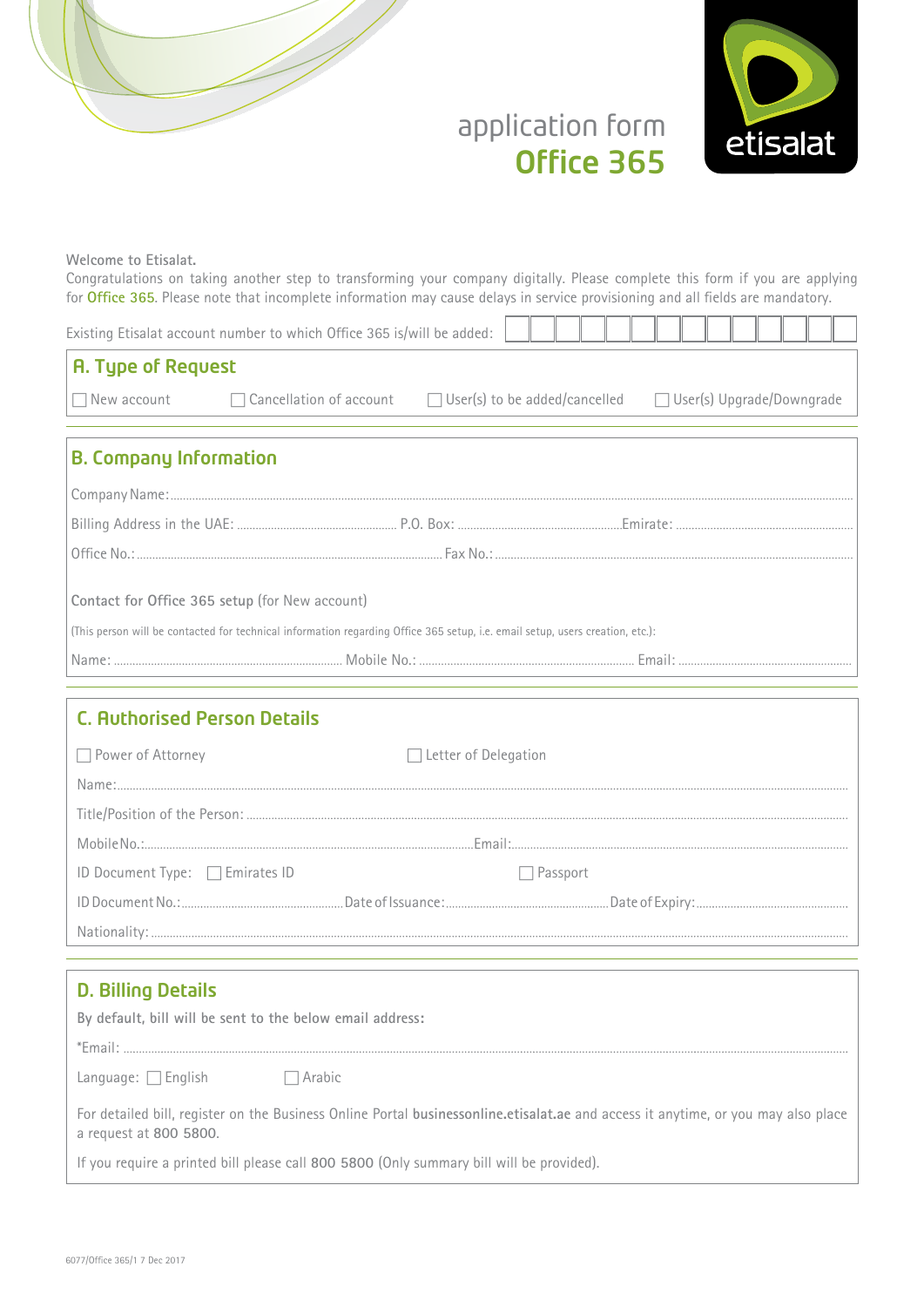# application form Office 365

etisalat

Welcome to Etisalat.

Congratulations on taking another step to transforming your company digitally. Please complete this form if you are applying for **Office 365**. Please note that incomplete information may cause delays in service provisioning and all fields are mandatory.

Existing Etisalat account number to which Office 365 is/will be added: ☐☐☐☐☐☐☐☐☐☐☐☐☐☐

## A. Type of Request

☐ New account ☐ Cancellation of account ☐ User(s) to be added/cancelled ☐ User(s) Upgrade/Downgrade

## B. Company Information

Company Name: ............................................................

Billing Address in the UAE: ........................ P.O. Box: ........................ Emirate: ........................

Office No.: ........................................ Fax No.: ........................................

**Contact for Office 365 setup** (for New account)

(This person will be contacted for technical information regarding Office 365 setup, i.e. email setup, users creation, etc.):

Name: ........................ Mobile No.: ........................ Email: ........................

## C. Authorised Person Details

☐ Power of Attorney ☐ Letter of Delegation

Name: ............................................................

Title/Position of the Person: ............................................................

Mobile No.: ........................................ Email: ........................................

ID Document Type: ☐ Emirates ID ☐ Passport

ID Document No.: ........................ Date of Issuance: ........................ Date of Expiry: ........................

Nationality: ............................................................

## D. Billing Details

**By default, bill will be sent to the below email address:**

*Email: ............................................................

Language: ☐ English ☐ Arabic

For detailed bill, register on the Business Online Portal **businessonline.etisalat.ae** and access it anytime, or you may also place a request at **800 5800**.

If you require a printed bill please call **800 5800** (Only summary bill will be provided).

6077/Office 365/1 7 Dec 2017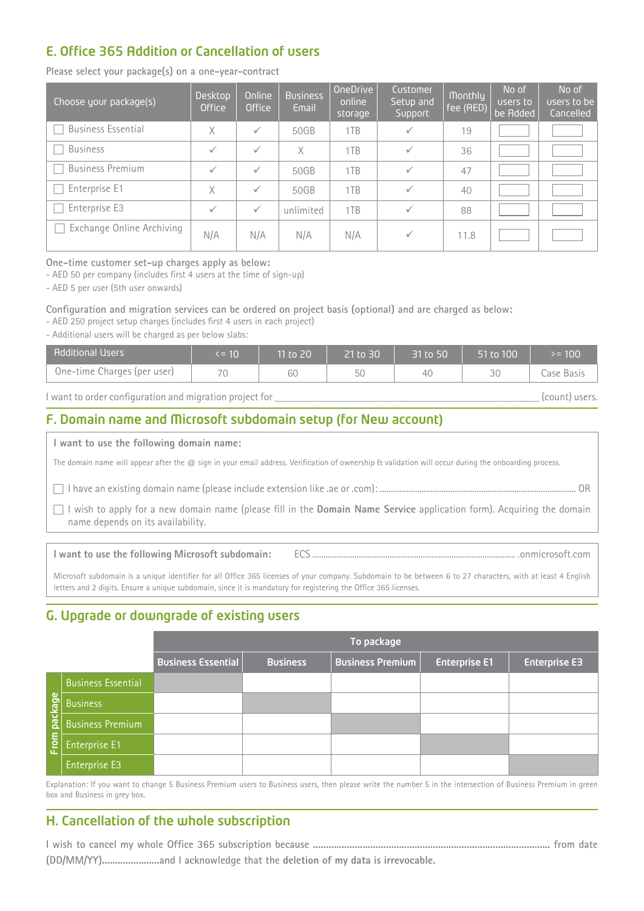## E. Office 365 Addition or Cancellation of users

Please select your package(s) on a one-year-contract

| Choose your package(s) | Desktop Office | Online Office | Business Email | OneDrive online storage | Customer Setup and Support | Monthly fee (AED) | No of users to be Added | No of users to be Cancelled |
|---|---|---|---|---|---|---|---|---|
| ☐ Business Essential | X | ✓ | 50GB | 1TB | ✓ | 19 | | |
| ☐ Business | ✓ | ✓ | X | 1TB | ✓ | 36 | | |
| ☐ Business Premium | ✓ | ✓ | 50GB | 1TB | ✓ | 47 | | |
| ☐ Enterprise E1 | X | ✓ | 50GB | 1TB | ✓ | 40 | | |
| ☐ Enterprise E3 | ✓ | ✓ | unlimited | 1TB | ✓ | 88 | | |
| ☐ Exchange Online Archiving | N/A | N/A | N/A | N/A | ✓ | 11.8 | | |

One-time customer set-up charges apply as below:
- AED 50 per company (includes first 4 users at the time of sign-up)
- AED 5 per user (5th user onwards)

Configuration and migration services can be ordered on project basis (optional) and are charged as below:
- AED 250 project setup charges (includes first 4 users in each project)
- Additional users will be charged as per below slabs:

| Additional Users | <= 10 | 11 to 20 | 21 to 30 | 31 to 50 | 51 to 100 | >= 100 |
|---|---|---|---|---|---|---|
| One-time Charges (per user) | 70 | 60 | 50 | 40 | 30 | Case Basis |

I want to order configuration and migration project for ______________________________ (count) users.

## F. Domain name and Microsoft subdomain setup (for New account)

**I want to use the following domain name:**

The domain name will appear after the @ sign in your email address. Verification of ownership & validation will occur during the onboarding process.

☐ I have an existing domain name (please include extension like .ae or .com): ...................................................... OR

☐ I wish to apply for a new domain name (please fill in the **Domain Name Service** application form). Acquiring the domain name depends on its availability.

**I want to use the following Microsoft subdomain:** ECS ...................................................... .onmicrosoft.com

Microsoft subdomain is a unique identifier for all Office 365 licenses of your company. Subdomain to be between 6 to 27 characters, with at least 4 English letters and 2 digits. Ensure a unique subdomain, since it is mandatory for registering the Office 365 licenses.

## G. Upgrade or downgrade of existing users

| From package \ To package | Business Essential | Business | Business Premium | Enterprise E1 | Enterprise E3 |
|---|---|---|---|---|---|
| Business Essential | | | | | |
| Business | | | | | |
| Business Premium | | | | | |
| Enterprise E1 | | | | | |
| Enterprise E3 | | | | | |

Explanation: If you want to change 5 Business Premium users to Business users, then please write the number 5 in the intersection of Business Premium in green box and Business in grey box.

## H. Cancellation of the whole subscription

I wish to cancel my whole Office 365 subscription because ...................................................................................... from date (DD/MM/YY)......................and I acknowledge that the **deletion of my data is irrevocable.**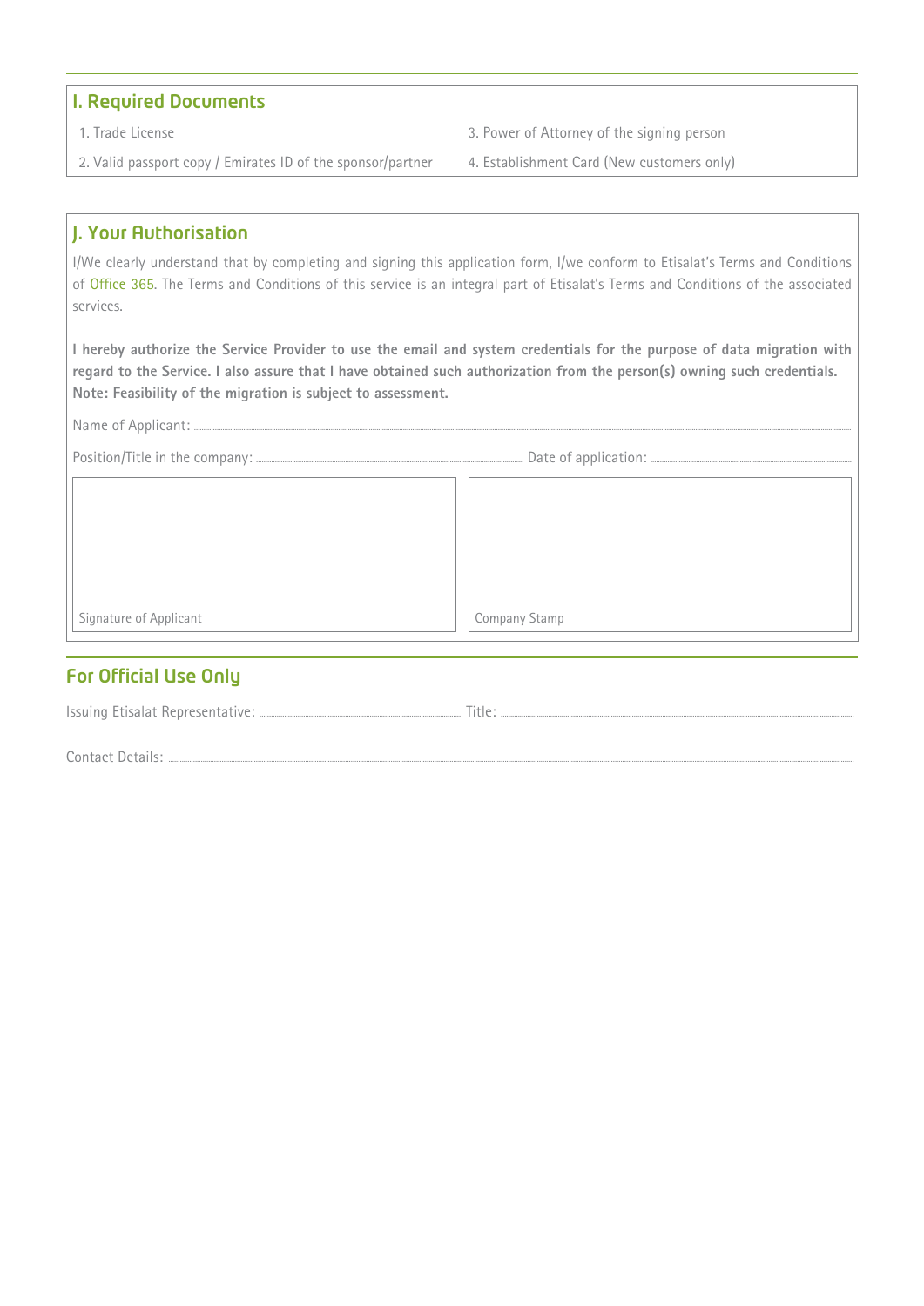## I. Required Documents

1. Trade License
2. Valid passport copy / Emirates ID of the sponsor/partner
3. Power of Attorney of the signing person
4. Establishment Card (New customers only)

## J. Your Authorisation

I/We clearly understand that by completing and signing this application form, I/we conform to Etisalat's Terms and Conditions of Office 365. The Terms and Conditions of this service is an integral part of Etisalat's Terms and Conditions of the associated services.

**I hereby authorize the Service Provider to use the email and system credentials for the purpose of data migration with regard to the Service. I also assure that I have obtained such authorization from the person(s) owning such credentials.**
**Note: Feasibility of the migration is subject to assessment.**

Name of Applicant: ..............................................................................................................................................

Position/Title in the company: .................................................................... Date of application: ..............................

| Signature of Applicant | Company Stamp |
| --- | --- |
| | |

## For Official Use Only

Issuing Etisalat Representative: .................................................... Title: ....................................................................

Contact Details: ................................................................................................................................................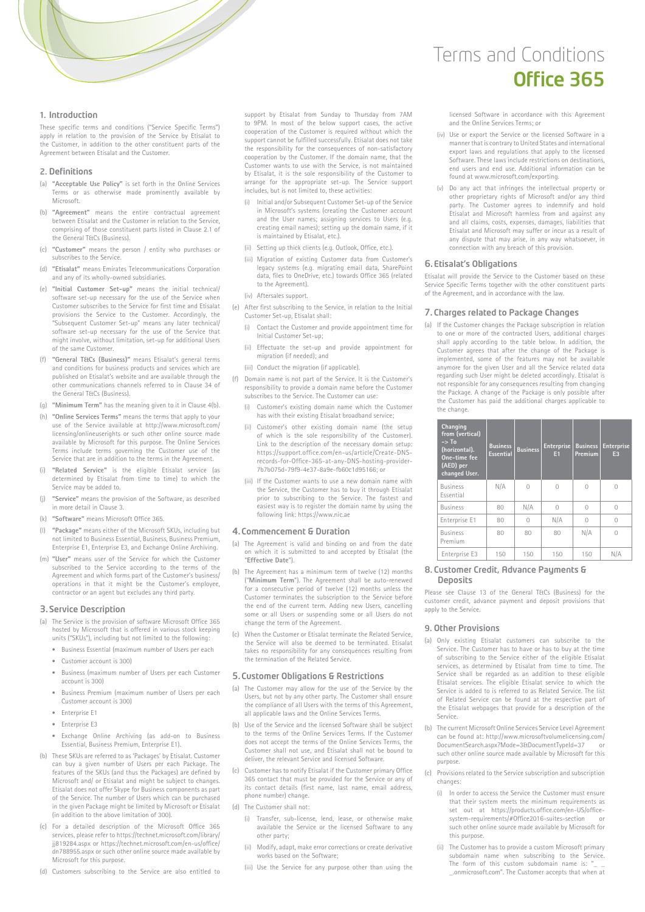# Terms and Conditions

# Office 365

## 1. Introduction

These specific terms and conditions ("Service Specific Terms") apply in relation to the provision of the Service by Etisalat to the Customer, in addition to the other constituent parts of the Agreement between Etisalat and the Customer.

## 2. Definitions

(a) **"Acceptable Use Policy"** is set forth in the Online Services Terms or as otherwise made prominently available by Microsoft.

(b) **"Agreement"** means the entire contractual agreement between Etisalat and the Customer in relation to the Service, comprising of those constituent parts listed in Clause 2.1 of the General T&Cs (Business).

(c) **"Customer"** means the person / entity who purchases or subscribes to the Service.

(d) **"Etisalat"** means Emirates Telecommunications Corporation and any of its wholly-owned subsidiaries.

(e) **"Initial Customer Set-up"** means the initial technical/ software set-up necessary for the use of the Service when Customer subscribes to the Service for first time and Etisalat provisions the Service to the Customer. Accordingly, the "Subsequent Customer Set-up" means any later technical/ software set-up necessary for the use of the Service that might involve, without limitation, set-up for additional Users of the same Customer.

(f) **"General T&Cs (Business)"** means Etisalat's general terms and conditions for business products and services which are published on Etisalat's website and are available through the other communications channels referred to in Clause 34 of the General T&Cs (Business).

(g) **"Minimum Term"** has the meaning given to it in Clause 4(b).

(h) **"Online Services Terms"** means the terms that apply to your use of the Service available at http://www.microsoft.com/licensing/onlineuserights or such other online source made available by Microsoft for this purpose. The Online Services Terms include terms governing the Customer use of the Service that are in addition to the terms in the Agreement.

(i) **"Related Service"** is the eligible Etisalat service (as determined by Etisalat from time to time) to which the Service may be added to.

(j) **"Service"** means the provision of the Software, as described in more detail in Clause 3.

(k) **"Software"** means Microsoft Office 365.

(l) **"Package"** means either of the Microsoft SKUs, including but not limited to Business Essential, Business, Business Premium, Enterprise E1, Enterprise E3, and Exchange Online Archiving.

(m) **"User"** means user of the Service for which the Customer subscribed to the Service according to the terms of the Agreement and which forms part of the Customer's business/ operations in that it might be the Customer's employee, contractor or an agent but excludes any third party.

## 3. Service Description

(a) The Service is the provision of software Microsoft Office 365 hosted by Microsoft that is offered in various stock keeping units ("SKUs"), including but not limited to the following:

- Business Essential (maximum number of Users per each
- Customer account is 300)
- Business (maximum number of Users per each Customer account is 300)
- Business Premium (maximum number of Users per each Customer account is 300)
- Enterprise E1
- Enterprise E3
- Exchange Online Archiving (as add-on to Business Essential, Business Premium, Enterprise E1).

(b) These SKUs are referred to as 'Packages' by Etisalat. Customer can buy a given number of Users per each Package. The features of the SKUs (and thus the Packages) are defined by Microsoft and/ or Etisalat and might be subject to changes. Etisalat does not offer Skype for Business components as part of the Service. The number of Users which can be purchased in the given Package might be limited by Microsoft or Etisalat (in addition to the above limitation of 300).

(c) For a detailed description of the Microsoft Office 365 services, please refer to https://technet.microsoft.com/library/jj819284.aspx or https://technet.microsoft.com/en-us/office/dn788955.aspx or such other online source made available by Microsoft for this purpose.

(d) Customers subscribing to the Service are also entitled to support by Etisalat from Sunday to Thursday from 7AM to 9PM. In most of the below support cases, the active cooperation of the Customer is required without which the support cannot be fulfilled successfully. Etisalat does not take the responsibility for the consequences of non-satisfactory cooperation by the Customer. If the domain name, that the Customer wants to use with the Service, is not maintained by Etisalat, it is the sole responsibility of the Customer to arrange for the appropriate set-up. The Service support includes, but is not limited to, these activities:

(i) Initial and/or Subsequent Customer Set-up of the Service in Microsoft's systems (creating the Customer account and the User names; assigning services to Users (e.g. creating email names); setting up the domain name, if it is maintained by Etisalat, etc.).

(ii) Setting up thick clients (e.g. Outlook, Office, etc.).

(iii) Migration of existing Customer data from Customer's legacy systems (e.g. migrating email data, SharePoint data, files to OneDrive, etc.) towards Office 365 (related to the Agreement).

(iv) Aftersales support.

(e) After first subscribing to the Service, in relation to the Initial Customer Set-up, Etisalat shall:

(i) Contact the Customer and provide appointment time for Initial Customer Set-up;

(ii) Effectuate the set-up and provide appointment for migration (if needed); and

(iii) Conduct the migration (if applicable).

(f) Domain name is not part of the Service. It is the Customer's responsibility to provide a domain name before the Customer subscribes to the Service. The Customer can use:

(i) Customer's existing domain name which the Customer has with their existing Etisalat broadband service;

(ii) Customer's other existing domain name (the setup of which is the sole responsibility of the Customer). Link to the description of the necessary domain setup: https://support.office.com/en-us/article/Create-DNS-records-for-Office-365-at-any-DNS-hosting-provider-7b7b075d-79f9-4e37-8a9e-fb60c1d95166; or

(iii) If the Customer wants to use a new domain name with the Service, the Customer has to buy it through Etisalat prior to subscribing to the Service. The fastest and easiest way is to register the domain name by using the following link: https://www.nic.ae

## 4. Commencement & Duration

(a) The Agreement is valid and binding on and from the date on which it is submitted to and accepted by Etisalat (the "**Effective Date**").

(b) The Agreement has a minimum term of twelve (12) months ("**Minimum Term**"). The Agreement shall be auto-renewed for a consecutive period of twelve (12) months unless the Customer terminates the subscription to the Service before the end of the current term. Adding new Users, cancelling some or all Users or suspending some or all Users do not change the term of the Agreement.

(c) When the Customer or Etisalat terminate the Related Service, the Service will also be deemed to be terminated. Etisalat takes no responsibility for any consequences resulting from the termination of the Related Service.

## 5. Customer Obligations & Restrictions

(a) The Customer may allow for the use of the Service by the Users, but not by any other party. The Customer shall ensure the compliance of all Users with the terms of this Agreement, all applicable laws and the Online Services Terms.

(b) Use of the Service and the licensed Software shall be subject to the terms of the Online Services Terms. If the Customer does not accept the terms of the Online Services Terms, the Customer shall not use, and Etisalat shall not be bound to deliver, the relevant Service and licensed Software.

(c) Customer has to notify Etisalat if the Customer primary Office 365 contact that must be provided for the Service or any of its contact details (first name, last name, email address, phone number) change.

(d) The Customer shall not:

(i) Transfer, sub-license, lend, lease, or otherwise make available the Service or the licensed Software to any other party;

(ii) Modify, adapt, make error corrections or create derivative works based on the Software;

(iii) Use the Service for any purpose other than using the licensed Software in accordance with this Agreement and the Online Services Terms; or

(iv) Use or export the Service or the licensed Software in a manner that is contrary to United States and international export laws and regulations that apply to the licensed Software. These laws include restrictions on destinations, end users and end use. Additional information can be found at www.microsoft.com/exporting.

(v) Do any act that infringes the intellectual property or other proprietary rights of Microsoft and/or any third party. The Customer agrees to indemnify and hold Etisalat and Microsoft harmless from and against any and all claims, costs, expenses, damages, liabilities that Etisalat and Microsoft may suffer or incur as a result of any dispute that may arise, in any way whatsoever, in connection with any breach of this provision.

## 6. Etisalat's Obligations

Etisalat will provide the Service to the Customer based on these Service Specific Terms together with the other constituent parts of the Agreement, and in accordance with the law.

## 7. Charges related to Package Changes

(a) If the Customer changes the Package subscription in relation to one or more of the contracted Users, additional charges shall apply according to the table below. In addition, the Customer agrees that after the change of the Package is implemented, some of the features may not be available anymore for the given User and all the Service related data regarding such User might be deleted accordingly. Etisalat is not responsible for any consequences resulting from changing the Package. A change of the Package is only possible after the Customer has paid the additional charges applicable to the change.

| Changing from (vertical) -> To (horizontal). One-time fee (AED) per changed User. | Business Essential | Business | Enterprise E1 | Business Premium | Enterprise E3 |
|---|---|---|---|---|---|
| Business Essential | N/A | 0 | 0 | 0 | 0 |
| Business | 80 | N/A | 0 | 0 | 0 |
| Enterprise E1 | 80 | 0 | N/A | 0 | 0 |
| Business Premium | 80 | 80 | 80 | N/A | 0 |
| Enterprise E3 | 150 | 150 | 150 | 150 | N/A |

## 8. Customer Credit, Advance Payments & Deposits

Please see Clause 13 of the General T&Cs (Business) for the customer credit, advance payment and deposit provisions that apply to the Service.

## 9. Other Provisions

(a) Only existing Etisalat customers can subscribe to the Service. The Customer has to have or has to buy at the time of subscribing to the Service either of the eligible Etisalat services, as determined by Etisalat from time to time. The Service shall be regarded as an addition to these eligible Etisalat services. The eligible Etisalat service to which the Service is added to is referred to as Related Service. The list of Related Service can be found at the respective part of the Etisalat webpages that provide for a description of the Service.

(b) The current Microsoft Online Services Service Level Agreement can be found at: http://www.microsoftvolumelicensing.com/DocumentSearch.aspx?Mode=3&DocumentTypeId=37 or such other online source made available by Microsoft for this purpose.

(c) Provisions related to the Service subscription and subscription changes:

(i) In order to access the Service the Customer must ensure that their system meets the minimum requirements as set out at https://products.office.com/en-US/office-system-requirements/#Office2016-suites-section or such other online source made available by Microsoft for this purpose.

(ii) The Customer has to provide a custom Microsoft primary subdomain name when subscribing to the Service. The form of this custom subdomain name is: "_ _ _.onmicrosoft.com". The Customer accepts that when at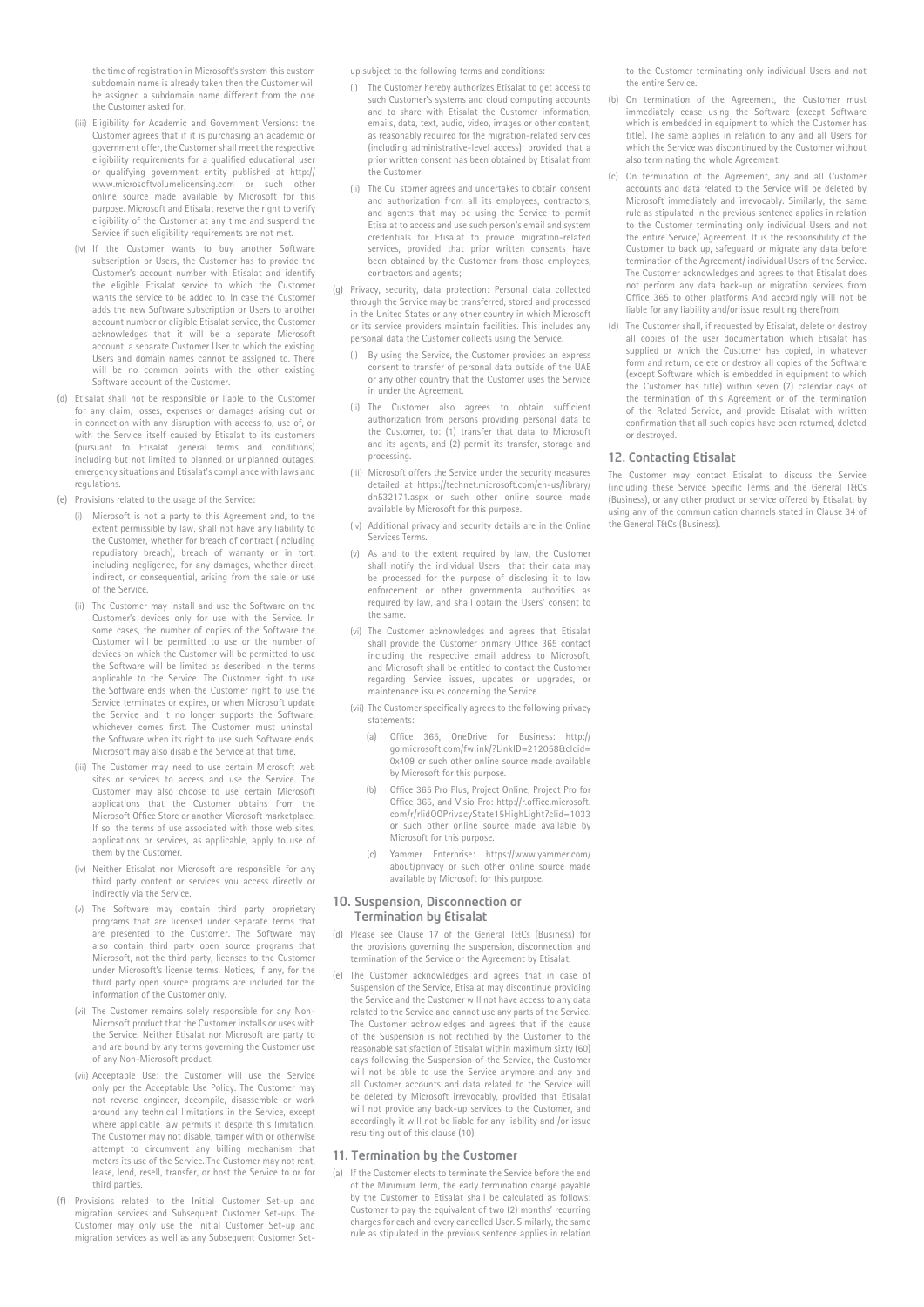the time of registration in Microsoft's system this custom subdomain name is already taken then the Customer will be assigned a subdomain name different from the one the Customer asked for.

(iii) Eligibility for Academic and Government Versions: the Customer agrees that if it is purchasing an academic or government offer, the Customer shall meet the respective eligibility requirements for a qualified educational user or qualifying government entity published at http://www.microsoftvolumelicensing.com or such other online source made available by Microsoft for this purpose. Microsoft and Etisalat reserve the right to verify eligibility of the Customer at any time and suspend the Service if such eligibility requirements are not met.

(iv) If the Customer wants to buy another Software subscription or Users, the Customer has to provide the Customer's account number with Etisalat and identify the eligible Etisalat service to which the Customer wants the service to be added to. In case the Customer adds the new Software subscription or Users to another account number or eligible Etisalat service, the Customer acknowledges that it will be a separate Microsoft account, a separate Customer User to which the existing Users and domain names cannot be assigned to. There will be no common points with the other existing Software account of the Customer.

(d) Etisalat shall not be responsible or liable to the Customer for any claim, losses, expenses or damages arising out or in connection with any disruption with access to, use of, or with the Service itself caused by Etisalat to its customers (pursuant to Etisalat general terms and conditions) including but not limited to planned or unplanned outages, emergency situations and Etisalat's compliance with laws and regulations.

(e) Provisions related to the usage of the Service:

(i) Microsoft is not a party to this Agreement and, to the extent permissible by law, shall not have any liability to the Customer, whether for breach of contract (including repudiatory breach), breach of warranty or in tort, including negligence, for any damages, whether direct, indirect, or consequential, arising from the sale or use of the Service.

(ii) The Customer may install and use the Software on the Customer's devices only for use with the Service. In some cases, the number of copies of the Software the Customer will be permitted to use or the number of devices on which the Customer will be permitted to use the Software will be limited as described in the terms applicable to the Service. The Customer right to use the Software ends when the Customer right to use the Service terminates or expires, or when Microsoft update the Service and it no longer supports the Software, whichever comes first. The Customer must uninstall the Software when its right to use such Software ends. Microsoft may also disable the Service at that time.

(iii) The Customer may need to use certain Microsoft web sites or services to access and use the Service. The Customer may also choose to use certain Microsoft applications that the Customer obtains from the Microsoft Office Store or another Microsoft marketplace. If so, the terms of use associated with those web sites, applications or services, as applicable, apply to use of them by the Customer.

(iv) Neither Etisalat nor Microsoft are responsible for any third party content or services you access directly or indirectly via the Service.

(v) The Software may contain third party proprietary programs that are licensed under separate terms that are presented to the Customer. The Software may also contain third party open source programs that Microsoft, not the third party, licenses to the Customer under Microsoft's license terms. Notices, if any, for the third party open source programs are included for the information of the Customer only.

(vi) The Customer remains solely responsible for any Non-Microsoft product that the Customer installs or uses with the Service. Neither Etisalat nor Microsoft are party to and are bound by any terms governing the Customer use of any Non-Microsoft product.

(vii) Acceptable Use: the Customer will use the Service only per the Acceptable Use Policy. The Customer may not reverse engineer, decompile, disassemble or work around any technical limitations in the Service, except where applicable law permits it despite this limitation. The Customer may not disable, tamper with or otherwise attempt to circumvent any billing mechanism that meters its use of the Service. The Customer may not rent, lease, lend, resell, transfer, or host the Service to or for third parties.

(f) Provisions related to the Initial Customer Set-up and migration services and Subsequent Customer Set-ups. The Customer may only use the Initial Customer Set-up and migration services as well as any Subsequent Customer Set-up subject to the following terms and conditions:

(i) The Customer hereby authorizes Etisalat to get access to such Customer's systems and cloud computing accounts and to share with Etisalat the Customer information, emails, data, text, audio, video, images or other content, as reasonably required for the migration-related services (including administrative-level access); provided that a prior written consent has been obtained by Etisalat from the Customer.

(ii) The Cu stomer agrees and undertakes to obtain consent and authorization from all its employees, contractors, and agents that may be using the Service to permit Etisalat to access and use such person's email and system credentials for Etisalat to provide migration-related services, provided that prior written consents have been obtained by the Customer from those employees, contractors and agents;

(g) Privacy, security, data protection: Personal data collected through the Service may be transferred, stored and processed in the United States or any other country in which Microsoft or its service providers maintain facilities. This includes any personal data the Customer collects using the Service.

(i) By using the Service, the Customer provides an express consent to transfer of personal data outside of the UAE or any other country that the Customer uses the Service in under the Agreement.

(ii) The Customer also agrees to obtain sufficient authorization from persons providing personal data to the Customer, to: (1) transfer that data to Microsoft and its agents, and (2) permit its transfer, storage and processing.

(iii) Microsoft offers the Service under the security measures detailed at https://technet.microsoft.com/en-us/library/dn532171.aspx or such other online source made available by Microsoft for this purpose.

(iv) Additional privacy and security details are in the Online Services Terms.

(v) As and to the extent required by law, the Customer shall notify the individual Users that their data may be processed for the purpose of disclosing it to law enforcement or other governmental authorities as required by law, and shall obtain the Users' consent to the same.

(vi) The Customer acknowledges and agrees that Etisalat shall provide the Customer primary Office 365 contact including the respective email address to Microsoft, and Microsoft shall be entitled to contact the Customer regarding Service issues, updates or upgrades, or maintenance issues concerning the Service.

(vii) The Customer specifically agrees to the following privacy statements:

(a) Office 365, OneDrive for Business: http://go.microsoft.com/fwlink/?LinkID=212058&clcid=0x409 or such other online source made available by Microsoft for this purpose.

(b) Office 365 Pro Plus, Project Online, Project Pro for Office 365, and Visio Pro: http://r.office.microsoft.com/r/rlidOOPrivacyState15HighLight?clid=1033 or such other online source made available by Microsoft for this purpose.

(c) Yammer Enterprise: https://www.yammer.com/about/privacy or such other online source made available by Microsoft for this purpose.

## 10. Suspension, Disconnection or Termination by Etisalat

(d) Please see Clause 17 of the General T&Cs (Business) for the provisions governing the suspension, disconnection and termination of the Service or the Agreement by Etisalat.

(e) The Customer acknowledges and agrees that in case of Suspension of the Service, Etisalat may discontinue providing the Service and the Customer will not have access to any data related to the Service and cannot use any parts of the Service. The Customer acknowledges and agrees that if the cause of the Suspension is not rectified by the Customer to the reasonable satisfaction of Etisalat within maximum sixty (60) days following the Suspension of the Service, the Customer will not be able to use the Service anymore and any and all Customer accounts and data related to the Service will be deleted by Microsoft irrevocably, provided that Etisalat will not provide any back-up services to the Customer, and accordingly it will not be liable for any liability and /or issue resulting out of this clause (10).

## 11. Termination by the Customer

(a) If the Customer elects to terminate the Service before the end of the Minimum Term, the early termination charge payable by the Customer to Etisalat shall be calculated as follows: Customer to pay the equivalent of two (2) months' recurring charges for each and every cancelled User. Similarly, the same rule as stipulated in the previous sentence applies in relation to the Customer terminating only individual Users and not the entire Service.

(b) On termination of the Agreement, the Customer must immediately cease using the Software (except Software which is embedded in equipment to which the Customer has title). The same applies in relation to any and all Users for which the Service was discontinued by the Customer without also terminating the whole Agreement.

(c) On termination of the Agreement, any and all Customer accounts and data related to the Service will be deleted by Microsoft immediately and irrevocably. Similarly, the same rule as stipulated in the previous sentence applies in relation to the Customer terminating only individual Users and not the entire Service/ Agreement. It is the responsibility of the Customer to back up, safeguard or migrate any data before termination of the Agreement/ individual Users of the Service. The Customer acknowledges and agrees to that Etisalat does not perform any data back-up or migration services from Office 365 to other platforms And accordingly will not be liable for any liability and/or issue resulting therefrom.

(d) The Customer shall, if requested by Etisalat, delete or destroy all copies of the user documentation which Etisalat has supplied or which the Customer has copied, in whatever form and return, delete or destroy all copies of the Software (except Software which is embedded in equipment to which the Customer has title) within seven (7) calendar days of the termination of this Agreement or of the termination of the Related Service, and provide Etisalat with written confirmation that all such copies have been returned, deleted or destroyed.

## 12. Contacting Etisalat

The Customer may contact Etisalat to discuss the Service (including these Service Specific Terms and the General T&Cs (Business), or any other product or service offered by Etisalat, by using any of the communication channels stated in Clause 34 of the General T&Cs (Business).